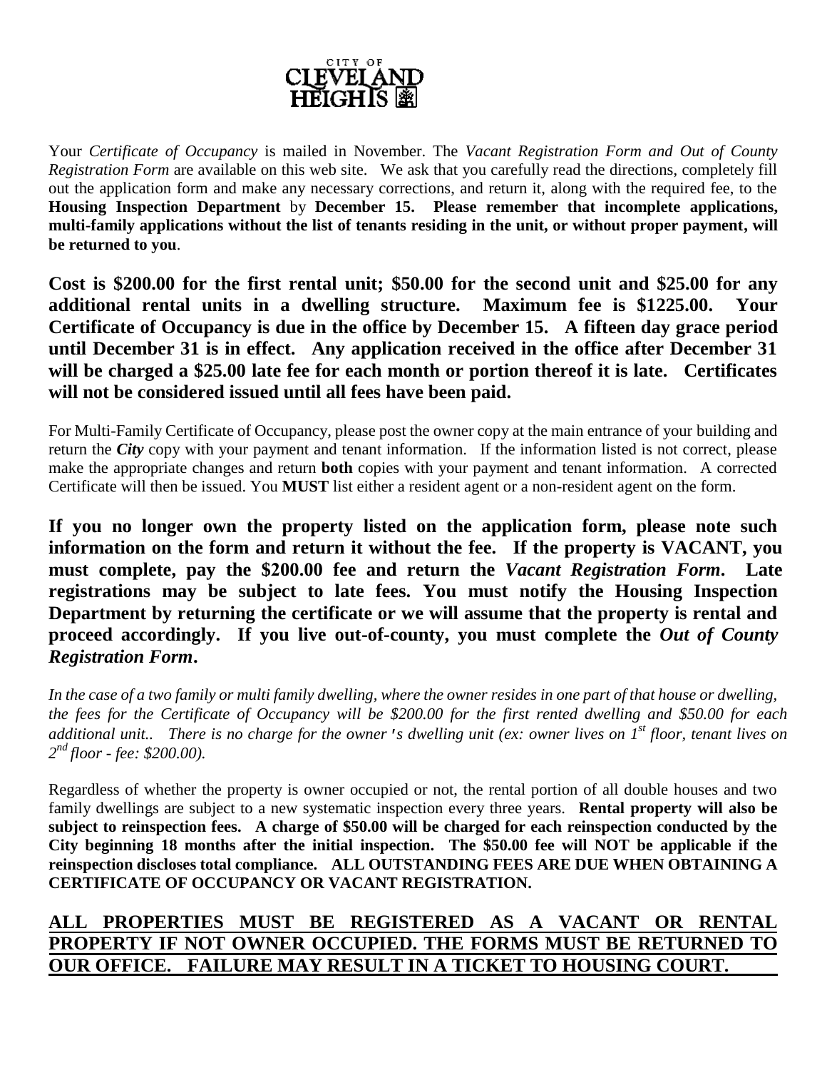CITY OF CLEVELAND HEIGHTS

Your *Certificate of Occupancy* is mailed in November. The *Vacant Registration Form and Out of County Registration Form* are available on this web site. We ask that you carefully read the directions, completely fill out the application form and make any necessary corrections, and return it, along with the required fee, to the **Housing Inspection Department** by **December 15. Please remember that incomplete applications, multi-family applications without the list of tenants residing in the unit, or without proper payment, will be returned to you**.

**Cost is $200.00 for the first rental unit; $50.00 for the second unit and $25.00 for any additional rental units in a dwelling structure. Maximum fee is $1225.00. Your Certificate of Occupancy is due in the office by December 15. A fifteen day grace period until December 31 is in effect. Any application received in the office after December 31 will be charged a $25.00 late fee for each month or portion thereof it is late. Certificates will not be considered issued until all fees have been paid.**

For Multi-Family Certificate of Occupancy, please post the owner copy at the main entrance of your building and return the ***City*** copy with your payment and tenant information. If the information listed is not correct, please make the appropriate changes and return **both** copies with your payment and tenant information. A corrected Certificate will then be issued. You **MUST** list either a resident agent or a non-resident agent on the form.

**If you no longer own the property listed on the application form, please note such information on the form and return it without the fee. If the property is VACANT, you must complete, pay the $200.00 fee and return the *Vacant Registration Form*. Late registrations may be subject to late fees. You must notify the Housing Inspection Department by returning the certificate or we will assume that the property is rental and proceed accordingly. If you live out-of-county, you must complete the *Out of County Registration Form*.**

*In the case of a two family or multi family dwelling, where the owner resides in one part of that house or dwelling, the fees for the Certificate of Occupancy will be $200.00 for the first rented dwelling and $50.00 for each additional unit.. There is no charge for the owner's dwelling unit (ex: owner lives on 1st floor, tenant lives on 2nd floor - fee: $200.00).*

Regardless of whether the property is owner occupied or not, the rental portion of all double houses and two family dwellings are subject to a new systematic inspection every three years. **Rental property will also be subject to reinspection fees. A charge of $50.00 will be charged for each reinspection conducted by the City beginning 18 months after the initial inspection. The $50.00 fee will NOT be applicable if the reinspection discloses total compliance. ALL OUTSTANDING FEES ARE DUE WHEN OBTAINING A CERTIFICATE OF OCCUPANCY OR VACANT REGISTRATION.**

**<u>ALL PROPERTIES MUST BE REGISTERED AS A VACANT OR RENTAL PROPERTY IF NOT OWNER OCCUPIED. THE FORMS MUST BE RETURNED TO OUR OFFICE. FAILURE MAY RESULT IN A TICKET TO HOUSING COURT.</u>**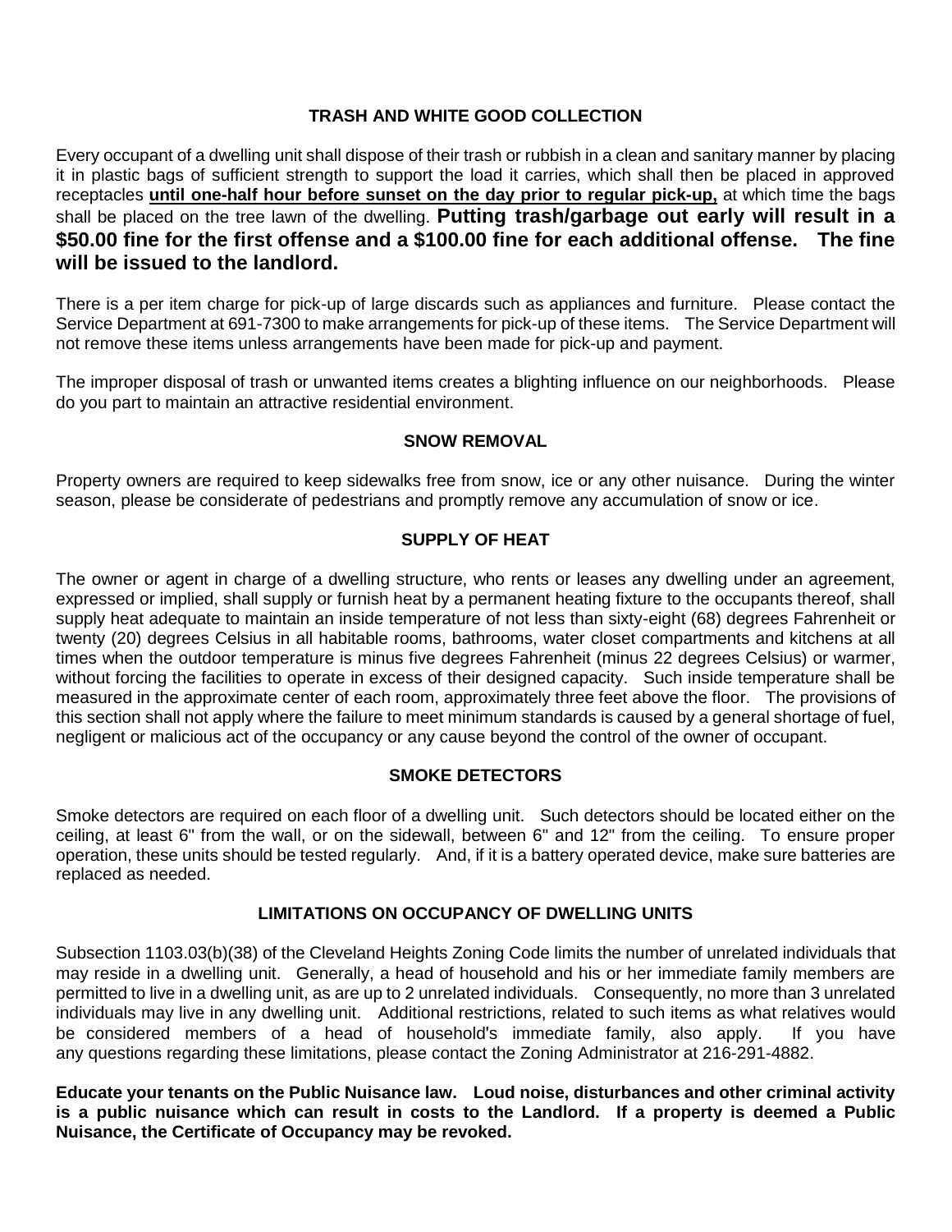## TRASH AND WHITE GOOD COLLECTION

Every occupant of a dwelling unit shall dispose of their trash or rubbish in a clean and sanitary manner by placing it in plastic bags of sufficient strength to support the load it carries, which shall then be placed in approved receptacles **until one-half hour before sunset on the day prior to regular pick-up,** at which time the bags shall be placed on the tree lawn of the dwelling. **Putting trash/garbage out early will result in a $50.00 fine for the first offense and a $100.00 fine for each additional offense. The fine will be issued to the landlord.**

There is a per item charge for pick-up of large discards such as appliances and furniture. Please contact the Service Department at 691-7300 to make arrangements for pick-up of these items. The Service Department will not remove these items unless arrangements have been made for pick-up and payment.

The improper disposal of trash or unwanted items creates a blighting influence on our neighborhoods. Please do you part to maintain an attractive residential environment.

## SNOW REMOVAL

Property owners are required to keep sidewalks free from snow, ice or any other nuisance. During the winter season, please be considerate of pedestrians and promptly remove any accumulation of snow or ice.

## SUPPLY OF HEAT

The owner or agent in charge of a dwelling structure, who rents or leases any dwelling under an agreement, expressed or implied, shall supply or furnish heat by a permanent heating fixture to the occupants thereof, shall supply heat adequate to maintain an inside temperature of not less than sixty-eight (68) degrees Fahrenheit or twenty (20) degrees Celsius in all habitable rooms, bathrooms, water closet compartments and kitchens at all times when the outdoor temperature is minus five degrees Fahrenheit (minus 22 degrees Celsius) or warmer, without forcing the facilities to operate in excess of their designed capacity. Such inside temperature shall be measured in the approximate center of each room, approximately three feet above the floor. The provisions of this section shall not apply where the failure to meet minimum standards is caused by a general shortage of fuel, negligent or malicious act of the occupancy or any cause beyond the control of the owner of occupant.

## SMOKE DETECTORS

Smoke detectors are required on each floor of a dwelling unit. Such detectors should be located either on the ceiling, at least 6" from the wall, or on the sidewall, between 6" and 12" from the ceiling. To ensure proper operation, these units should be tested regularly. And, if it is a battery operated device, make sure batteries are replaced as needed.

## LIMITATIONS ON OCCUPANCY OF DWELLING UNITS

Subsection 1103.03(b)(38) of the Cleveland Heights Zoning Code limits the number of unrelated individuals that may reside in a dwelling unit. Generally, a head of household and his or her immediate family members are permitted to live in a dwelling unit, as are up to 2 unrelated individuals. Consequently, no more than 3 unrelated individuals may live in any dwelling unit. Additional restrictions, related to such items as what relatives would be considered members of a head of household's immediate family, also apply. If you have any questions regarding these limitations, please contact the Zoning Administrator at 216-291-4882.

**Educate your tenants on the Public Nuisance law. Loud noise, disturbances and other criminal activity is a public nuisance which can result in costs to the Landlord. If a property is deemed a Public Nuisance, the Certificate of Occupancy may be revoked.**